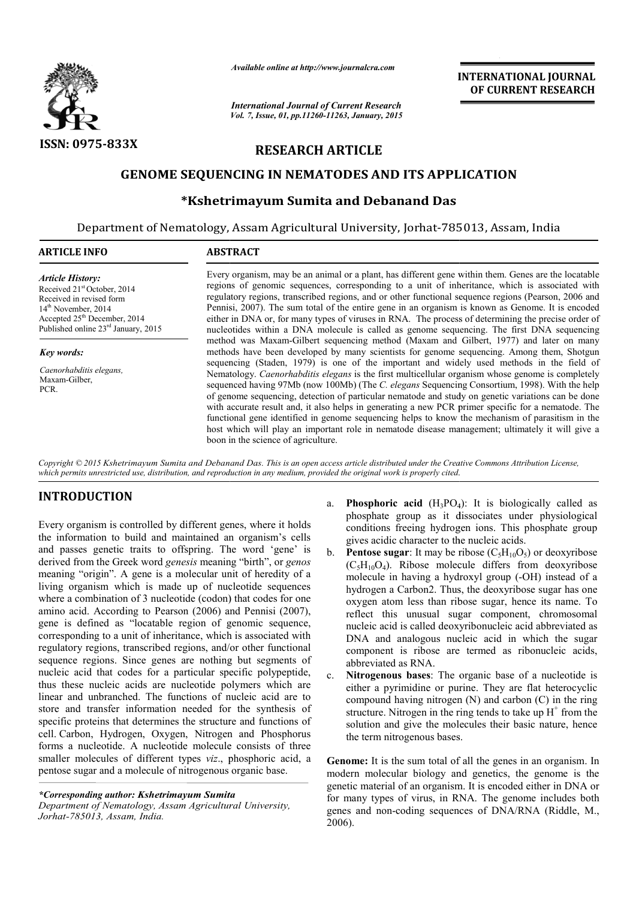*Available online at http://www.journalcra.com*

*International Journal of Current Research*
*Vol. 7, Issue, 01, pp.11260-11263, January, 2015*

**INTERNATIONAL JOURNAL OF CURRENT RESEARCH**

**ISSN: 0975-833X**

## RESEARCH ARTICLE

# GENOME SEQUENCING IN NEMATODES AND ITS APPLICATION

### *Kshetrimayum Sumita and Debanand Das

Department of Nematology, Assam Agricultural University, Jorhat-785013, Assam, India

**ARTICLE INFO**

*Article History:*
Received 21[st] October, 2014
Received in revised form
14[th] November, 2014
Accepted 25[th] December, 2014
Published online 23[rd] January, 2015

*Key words:*

*Caenorhabditis elegans,*
Maxam-Gilber,
PCR.

**ABSTRACT**

Every organism, may be an animal or a plant, has different gene within them. Genes are the locatable regions of genomic sequences, corresponding to a unit of inheritance, which is associated with regulatory regions, transcribed regions, and or other functional sequence regions (Pearson, 2006 and Pennisi, 2007). The sum total of the entire gene in an organism is known as Genome. It is encoded either in DNA or, for many types of viruses in RNA. The process of determining the precise order of nucleotides within a DNA molecule is called as genome sequencing. The first DNA sequencing method was Maxam-Gilbert sequencing method (Maxam and Gilbert, 1977) and later on many methods have been developed by many scientists for genome sequencing. Among them, Shotgun sequencing (Staden, 1979) is one of the important and widely used methods in the field of Nematology. *Caenorhabditis elegans* is the first multicellular organism whose genome is completely sequenced having 97Mb (now 100Mb) (The *C. elegans* Sequencing Consortium, 1998). With the help of genome sequencing, detection of particular nematode and study on genetic variations can be done with accurate result and, it also helps in generating a new PCR primer specific for a nematode. The functional gene identified in genome sequencing helps to know the mechanism of parasitism in the host which will play an important role in nematode disease management; ultimately it will give a boon in the science of agriculture.

*Copyright © 2015 Kshetrimayum Sumita and Debanand Das. This is an open access article distributed under the Creative Commons Attribution License, which permits unrestricted use, distribution, and reproduction in any medium, provided the original work is properly cited.*

## INTRODUCTION

Every organism is controlled by different genes, where it holds the information to build and maintained an organism's cells and passes genetic traits to offspring. The word 'gene' is derived from the Greek word *genesis* meaning "birth", or *genos* meaning "origin". A gene is a molecular unit of heredity of a living organism which is made up of nucleotide sequences where a combination of 3 nucleotide (codon) that codes for one amino acid. According to Pearson (2006) and Pennisi (2007), gene is defined as "locatable region of genomic sequence, corresponding to a unit of inheritance, which is associated with regulatory regions, transcribed regions, and/or other functional sequence regions. Since genes are nothing but segments of nucleic acid that codes for a particular specific polypeptide, thus these nucleic acids are nucleotide polymers which are linear and unbranched. The functions of nucleic acid are to store and transfer information needed for the synthesis of specific proteins that determines the structure and functions of cell. Carbon, Hydrogen, Oxygen, Nitrogen and Phosphorus forms a nucleotide. A nucleotide molecule consists of three smaller molecules of different types *viz*., phosphoric acid, a pentose sugar and a molecule of nitrogenous organic base.

a. **Phosphoric acid** ($H_3PO_4$): It is biologically called as phosphate group as it dissociates under physiological conditions freeing hydrogen ions. This phosphate group gives acidic character to the nucleic acids.
b. **Pentose sugar**: It may be ribose ($C_5H_{10}O_5$) or deoxyribose ($C_5H_{10}O_4$). Ribose molecule differs from deoxyribose molecule in having a hydroxyl group (-OH) instead of a hydrogen a Carbon2. Thus, the deoxyribose sugar has one oxygen atom less than ribose sugar, hence its name. To reflect this unusual sugar component, chromosomal nucleic acid is called deoxyribonucleic acid abbreviated as DNA and analogous nucleic acid in which the sugar component is ribose are termed as ribonucleic acids, abbreviated as RNA.
c. **Nitrogenous bases**: The organic base of a nucleotide is either a pyrimidine or purine. They are flat heterocyclic compound having nitrogen (N) and carbon (C) in the ring structure. Nitrogen in the ring tends to take up $H^+$ from the solution and give the molecules their basic nature, hence the term nitrogenous bases.

**Genome:** It is the sum total of all the genes in an organism. In modern molecular biology and genetics, the genome is the genetic material of an organism. It is encoded either in DNA or for many types of virus, in RNA. The genome includes both genes and non-coding sequences of DNA/RNA (Riddle, M., 2006).

*\*Corresponding author: Kshetrimayum Sumita*
*Department of Nematology, Assam Agricultural University, Jorhat-785013, Assam, India.*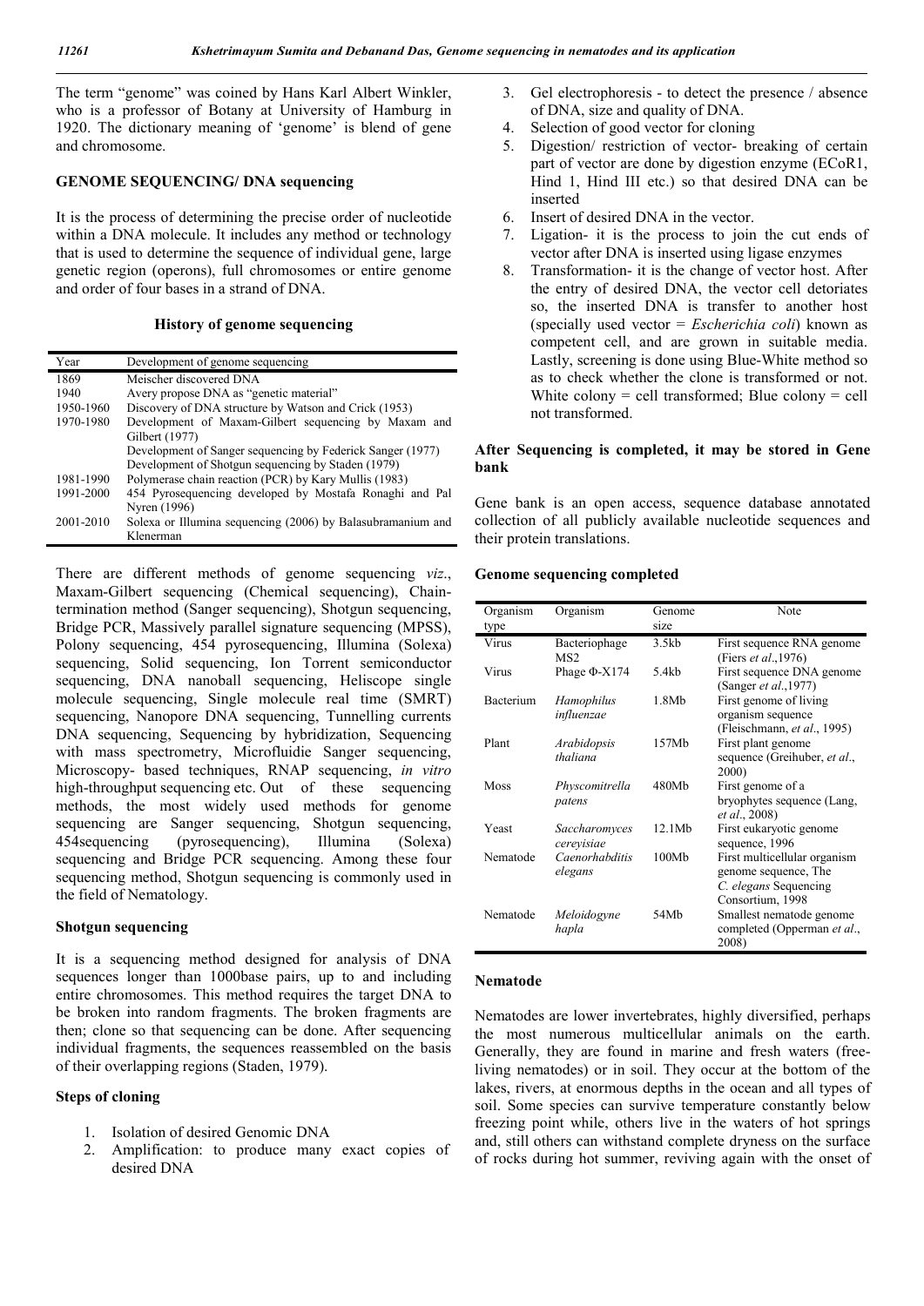The term "genome" was coined by Hans Karl Albert Winkler, who is a professor of Botany at University of Hamburg in 1920. The dictionary meaning of 'genome' is blend of gene and chromosome.

## GENOME SEQUENCING/ DNA sequencing

It is the process of determining the precise order of nucleotide within a DNA molecule. It includes any method or technology that is used to determine the sequence of individual gene, large genetic region (operons), full chromosomes or entire genome and order of four bases in a strand of DNA.

### History of genome sequencing

| Year | Development of genome sequencing |
|---|---|
| 1869 | Meischer discovered DNA |
| 1940 | Avery propose DNA as "genetic material" |
| 1950-1960 | Discovery of DNA structure by Watson and Crick (1953) |
| 1970-1980 | Development of Maxam-Gilbert sequencing by Maxam and Gilbert (1977) |
| | Development of Sanger sequencing by Federick Sanger (1977) |
| | Development of Shotgun sequencing by Staden (1979) |
| 1981-1990 | Polymerase chain reaction (PCR) by Kary Mullis (1983) |
| 1991-2000 | 454 Pyrosequencing developed by Mostafa Ronaghi and Pal Nyren (1996) |
| 2001-2010 | Solexa or Illumina sequencing (2006) by Balasubramanium and Klenerman |

There are different methods of genome sequencing *viz*., Maxam-Gilbert sequencing (Chemical sequencing), Chain-termination method (Sanger sequencing), Shotgun sequencing, Bridge PCR, Massively parallel signature sequencing (MPSS), Polony sequencing, 454 pyrosequencing, Illumina (Solexa) sequencing, Solid sequencing, Ion Torrent semiconductor sequencing, DNA nanoball sequencing, Heliscope single molecule sequencing, Single molecule real time (SMRT) sequencing, Nanopore DNA sequencing, Tunnelling currents DNA sequencing, Sequencing by hybridization, Sequencing with mass spectrometry, Microfluidie Sanger sequencing, Microscopy- based techniques, RNAP sequencing, *in vitro* high-throughput sequencing etc. Out of these sequencing methods, the most widely used methods for genome sequencing are Sanger sequencing, Shotgun sequencing, 454sequencing (pyrosequencing), Illumina (Solexa) sequencing and Bridge PCR sequencing. Among these four sequencing method, Shotgun sequencing is commonly used in the field of Nematology.

### Shotgun sequencing

It is a sequencing method designed for analysis of DNA sequences longer than 1000base pairs, up to and including entire chromosomes. This method requires the target DNA to be broken into random fragments. The broken fragments are then; clone so that sequencing can be done. After sequencing individual fragments, the sequences reassembled on the basis of their overlapping regions (Staden, 1979).

### Steps of cloning

1. Isolation of desired Genomic DNA
2. Amplification: to produce many exact copies of desired DNA
3. Gel electrophoresis - to detect the presence / absence of DNA, size and quality of DNA.
4. Selection of good vector for cloning
5. Digestion/ restriction of vector- breaking of certain part of vector are done by digestion enzyme (ECoR1, Hind 1, Hind III etc.) so that desired DNA can be inserted
6. Insert of desired DNA in the vector.
7. Ligation- it is the process to join the cut ends of vector after DNA is inserted using ligase enzymes
8. Transformation- it is the change of vector host. After the entry of desired DNA, the vector cell detoriates so, the inserted DNA is transfer to another host (specially used vector = *Escherichia coli*) known as competent cell, and are grown in suitable media. Lastly, screening is done using Blue-White method so as to check whether the clone is transformed or not. White colony = cell transformed; Blue colony = cell not transformed.

### After Sequencing is completed, it may be stored in Gene bank

Gene bank is an open access, sequence database annotated collection of all publicly available nucleotide sequences and their protein translations.

### Genome sequencing completed

| Organism type | Organism | Genome size | Note |
|---|---|---|---|
| Virus | Bacteriophage MS2 | 3.5kb | First sequence RNA genome (Fiers *et al*.,1976) |
| Virus | Phage Φ-X174 | 5.4kb | First sequence DNA genome (Sanger *et al*.,1977) |
| Bacterium | *Hamophilus influenzae* | 1.8Mb | First genome of living organism sequence (Fleischmann, *et al*., 1995) |
| Plant | *Arabidopsis thaliana* | 157Mb | First plant genome sequence (Greihuber, *et al*., 2000) |
| Moss | *Physcomitrella patens* | 480Mb | First genome of a bryophytes sequence (Lang, *et al*., 2008) |
| Yeast | *Saccharomyces cereyisiae* | 12.1Mb | First eukaryotic genome sequence, 1996 |
| Nematode | *Caenorhabditis elegans* | 100Mb | First multicellular organism genome sequence, The *C. elegans* Sequencing Consortium, 1998 |
| Nematode | *Meloidogyne hapla* | 54Mb | Smallest nematode genome completed (Opperman *et al*., 2008) |

### Nematode

Nematodes are lower invertebrates, highly diversified, perhaps the most numerous multicellular animals on the earth. Generally, they are found in marine and fresh waters (free-living nematodes) or in soil. They occur at the bottom of the lakes, rivers, at enormous depths in the ocean and all types of soil. Some species can survive temperature constantly below freezing point while, others live in the waters of hot springs and, still others can withstand complete dryness on the surface of rocks during hot summer, reviving again with the onset of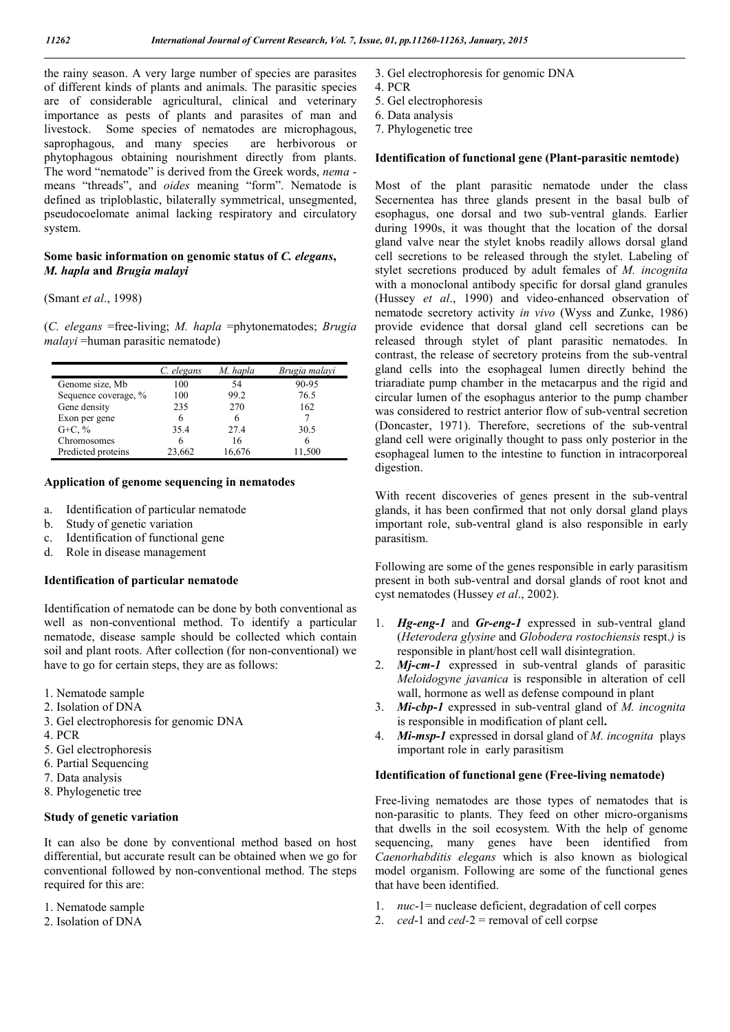the rainy season. A very large number of species are parasites of different kinds of plants and animals. The parasitic species are of considerable agricultural, clinical and veterinary importance as pests of plants and parasites of man and livestock. Some species of nematodes are microphagous, saprophagous, and many species are herbivorous or phytophagous obtaining nourishment directly from plants. The word "nematode" is derived from the Greek words, *nema* - means "threads", and *oides* meaning "form". Nematode is defined as triploblastic, bilaterally symmetrical, unsegmented, pseudocoelomate animal lacking respiratory and circulatory system.

### Some basic information on genomic status of *C. elegans*, *M. hapla* and *Brugia malayi*

(Smant *et al*., 1998)

(*C. elegans* =free-living; *M. hapla* =phytonematodes; *Brugia malayi* =human parasitic nematode)

| | *C. elegans* | *M. hapla* | *Brugia malayi* |
|---|---|---|---|
| Genome size, Mb | 100 | 54 | 90-95 |
| Sequence coverage, % | 100 | 99.2 | 76.5 |
| Gene density | 235 | 270 | 162 |
| Exon per gene | 6 | 6 | 7 |
| G+C, % | 35.4 | 27.4 | 30.5 |
| Chromosomes | 6 | 16 | 6 |
| Predicted proteins | 23,662 | 16,676 | 11,500 |

### Application of genome sequencing in nematodes

a. Identification of particular nematode
b. Study of genetic variation
c. Identification of functional gene
d. Role in disease management

### Identification of particular nematode

Identification of nematode can be done by both conventional as well as non-conventional method. To identify a particular nematode, disease sample should be collected which contain soil and plant roots. After collection (for non-conventional) we have to go for certain steps, they are as follows:

1. Nematode sample
2. Isolation of DNA
3. Gel electrophoresis for genomic DNA
4. PCR
5. Gel electrophoresis
6. Partial Sequencing
7. Data analysis
8. Phylogenetic tree

### Study of genetic variation

It can also be done by conventional method based on host differential, but accurate result can be obtained when we go for conventional followed by non-conventional method. The steps required for this are:

1. Nematode sample
2. Isolation of DNA
3. Gel electrophoresis for genomic DNA
4. PCR
5. Gel electrophoresis
6. Data analysis
7. Phylogenetic tree

### Identification of functional gene (Plant-parasitic nemtode)

Most of the plant parasitic nematode under the class Secernentea has three glands present in the basal bulb of esophagus, one dorsal and two sub-ventral glands. Earlier during 1990s, it was thought that the location of the dorsal gland valve near the stylet knobs readily allows dorsal gland cell secretions to be released through the stylet. Labeling of stylet secretions produced by adult females of *M. incognita* with a monoclonal antibody specific for dorsal gland granules (Hussey *et al*., 1990) and video-enhanced observation of nematode secretory activity *in vivo* (Wyss and Zunke, 1986) provide evidence that dorsal gland cell secretions can be released through stylet of plant parasitic nematodes. In contrast, the release of secretory proteins from the sub-ventral gland cells into the esophageal lumen directly behind the triaradiate pump chamber in the metacarpus and the rigid and circular lumen of the esophagus anterior to the pump chamber was considered to restrict anterior flow of sub-ventral secretion (Doncaster, 1971). Therefore, secretions of the sub-ventral gland cell were originally thought to pass only posterior in the esophageal lumen to the intestine to function in intracorporeal digestion.

With recent discoveries of genes present in the sub-ventral glands, it has been confirmed that not only dorsal gland plays important role, sub-ventral gland is also responsible in early parasitism.

Following are some of the genes responsible in early parasitism present in both sub-ventral and dorsal glands of root knot and cyst nematodes (Hussey *et al*., 2002).

1. ***Hg-eng-1*** and ***Gr-eng-1*** expressed in sub-ventral gland (*Heterodera glysine* and *Globodera rostochiensis* respt.*)* is responsible in plant/host cell wall disintegration.
2. ***Mj-cm-1*** expressed in sub-ventral glands of parasitic *Meloidogyne javanica* is responsible in alteration of cell wall, hormone as well as defense compound in plant
3. ***Mi-cbp-1*** expressed in sub-ventral gland of *M. incognita* is responsible in modification of plant cell**.**
4. ***Mi-msp-1*** expressed in dorsal gland of *M. incognita* plays important role in early parasitism

### Identification of functional gene (Free-living nematode)

Free-living nematodes are those types of nematodes that is non-parasitic to plants. They feed on other micro-organisms that dwells in the soil ecosystem. With the help of genome sequencing, many genes have been identified from *Caenorhabditis elegans* which is also known as biological model organism. Following are some of the functional genes that have been identified.

1. *nuc*-1= nuclease deficient, degradation of cell corpes
2. *ced*-1 and *ced*-2 = removal of cell corpse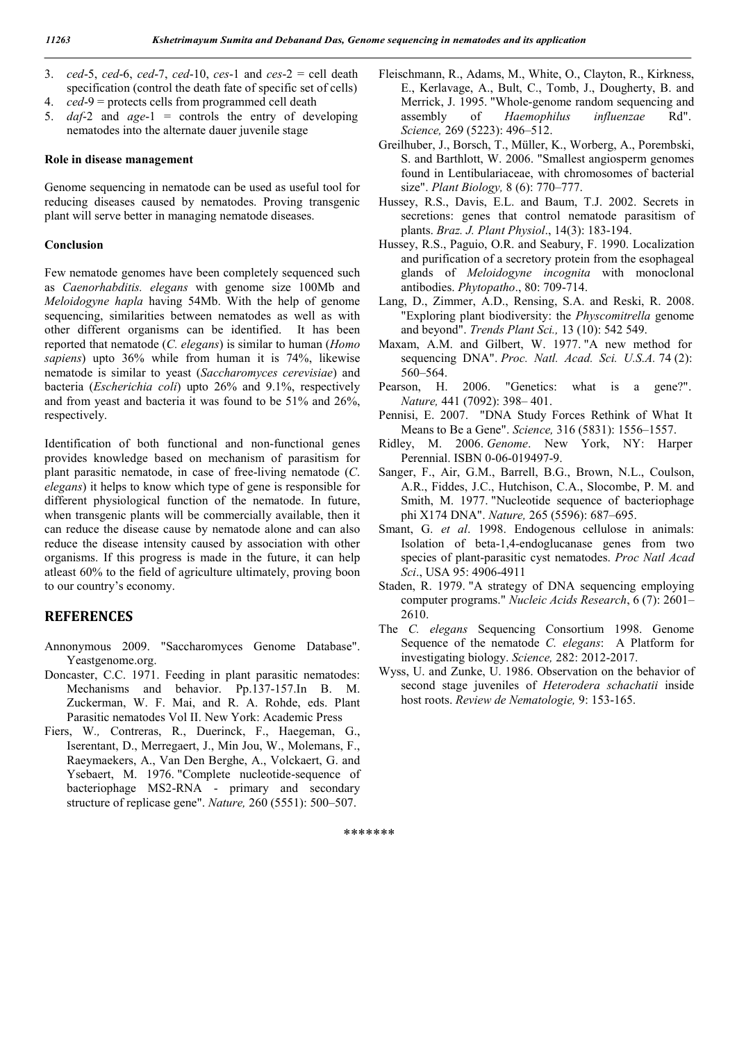3. *ced*-5, *ced*-6, *ced*-7, *ced*-10, *ces*-1 and *ces*-2 = cell death specification (control the death fate of specific set of cells)
4. *ced*-9 = protects cells from programmed cell death
5. *daf*-2 and *age*-1 = controls the entry of developing nematodes into the alternate dauer juvenile stage

**Role in disease management**

Genome sequencing in nematode can be used as useful tool for reducing diseases caused by nematodes. Proving transgenic plant will serve better in managing nematode diseases.

**Conclusion**

Few nematode genomes have been completely sequenced such as *Caenorhabditis. elegans* with genome size 100Mb and *Meloidogyne hapla* having 54Mb. With the help of genome sequencing, similarities between nematodes as well as with other different organisms can be identified. It has been reported that nematode (*C. elegans*) is similar to human (*Homo sapiens*) upto 36% while from human it is 74%, likewise nematode is similar to yeast (*Saccharomyces cerevisiae*) and bacteria (*Escherichia coli*) upto 26% and 9.1%, respectively and from yeast and bacteria it was found to be 51% and 26%, respectively.

Identification of both functional and non-functional genes provides knowledge based on mechanism of parasitism for plant parasitic nematode, in case of free-living nematode (*C. elegans*) it helps to know which type of gene is responsible for different physiological function of the nematode. In future, when transgenic plants will be commercially available, then it can reduce the disease cause by nematode alone and can also reduce the disease intensity caused by association with other organisms. If this progress is made in the future, it can help atleast 60% to the field of agriculture ultimately, proving boon to our country's economy.

## REFERENCES

Annonymous 2009. "Saccharomyces Genome Database". Yeastgenome.org.

Doncaster, C.C. 1971. Feeding in plant parasitic nematodes: Mechanisms and behavior. Pp.137-157.In B. M. Zuckerman, W. F. Mai, and R. A. Rohde, eds. Plant Parasitic nematodes Vol II. New York: Academic Press

Fiers, W., Contreras, R., Duerinck, F., Haegeman, G., Iserentant, D., Merregaert, J., Min Jou, W., Molemans, F., Raeymaekers, A., Van Den Berghe, A., Volckaert, G. and Ysebaert, M. 1976. "Complete nucleotide-sequence of bacteriophage MS2-RNA - primary and secondary structure of replicase gene". *Nature,* 260 (5551): 500–507.

Fleischmann, R., Adams, M., White, O., Clayton, R., Kirkness, E., Kerlavage, A., Bult, C., Tomb, J., Dougherty, B. and Merrick, J. 1995. "Whole-genome random sequencing and assembly of *Haemophilus influenzae* Rd". *Science,* 269 (5223): 496–512.

Greilhuber, J., Borsch, T., Müller, K., Worberg, A., Porembski, S. and Barthlott, W. 2006. "Smallest angiosperm genomes found in Lentibulariaceae, with chromosomes of bacterial size". *Plant Biology,* 8 (6): 770–777.

Hussey, R.S., Davis, E.L. and Baum, T.J. 2002. Secrets in secretions: genes that control nematode parasitism of plants. *Braz. J. Plant Physiol*., 14(3): 183-194.

Hussey, R.S., Paguio, O.R. and Seabury, F. 1990. Localization and purification of a secretory protein from the esophageal glands of *Meloidogyne incognita* with monoclonal antibodies. *Phytopatho*., 80: 709-714.

Lang, D., Zimmer, A.D., Rensing, S.A. and Reski, R. 2008. "Exploring plant biodiversity: the *Physcomitrella* genome and beyond". *Trends Plant Sci.,* 13 (10): 542 549.

Maxam, A.M. and Gilbert, W. 1977. "A new method for sequencing DNA". *Proc. Natl. Acad. Sci. U.S.A.* 74 (2): 560–564.

Pearson, H. 2006. "Genetics: what is a gene?". *Nature,* 441 (7092): 398– 401.

Pennisi, E. 2007. "DNA Study Forces Rethink of What It Means to Be a Gene". *Science,* 316 (5831): 1556–1557.

Ridley, M. 2006. *Genome*. New York, NY: Harper Perennial. ISBN 0-06-019497-9.

Sanger, F., Air, G.M., Barrell, B.G., Brown, N.L., Coulson, A.R., Fiddes, J.C., Hutchison, C.A., Slocombe, P. M. and Smith, M. 1977. "Nucleotide sequence of bacteriophage phi X174 DNA". *Nature,* 265 (5596): 687–695.

Smant, G. *et al*. 1998. Endogenous cellulose in animals: Isolation of beta-1,4-endoglucanase genes from two species of plant-parasitic cyst nematodes. *Proc Natl Acad Sci*., USA 95: 4906-4911

Staden, R. 1979. "A strategy of DNA sequencing employing computer programs." *Nucleic Acids Research*, 6 (7): 2601–2610.

The *C. elegans* Sequencing Consortium 1998. Genome Sequence of the nematode *C. elegans*: A Platform for investigating biology. *Science,* 282: 2012-2017.

Wyss, U. and Zunke, U. 1986. Observation on the behavior of second stage juveniles of *Heterodera schachatii* inside host roots. *Review de Nematologie,* 9: 153-165.

*******